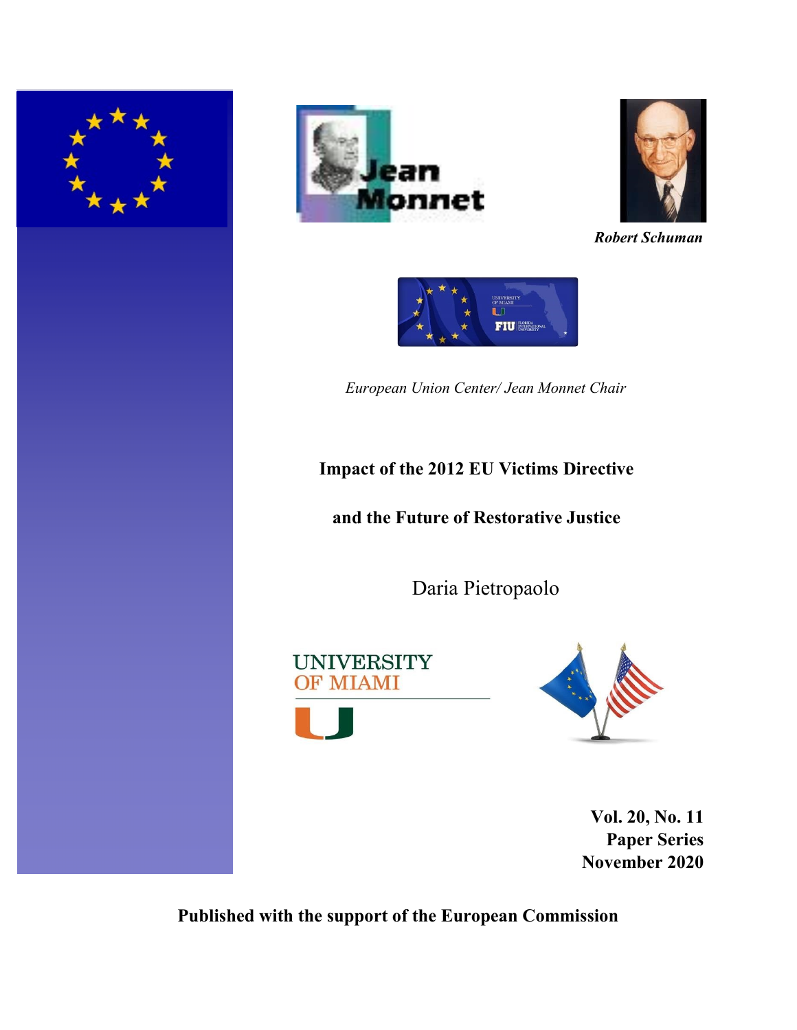*Robert Schuman*

*European Union Center/ Jean Monnet Chair*

# Impact of the 2012 EU Victims Directive

# and the Future of Restorative Justice

Daria Pietropaolo

**Vol. 20, No. 11**
**Paper Series**
**November 2020**

**Published with the support of the European Commission**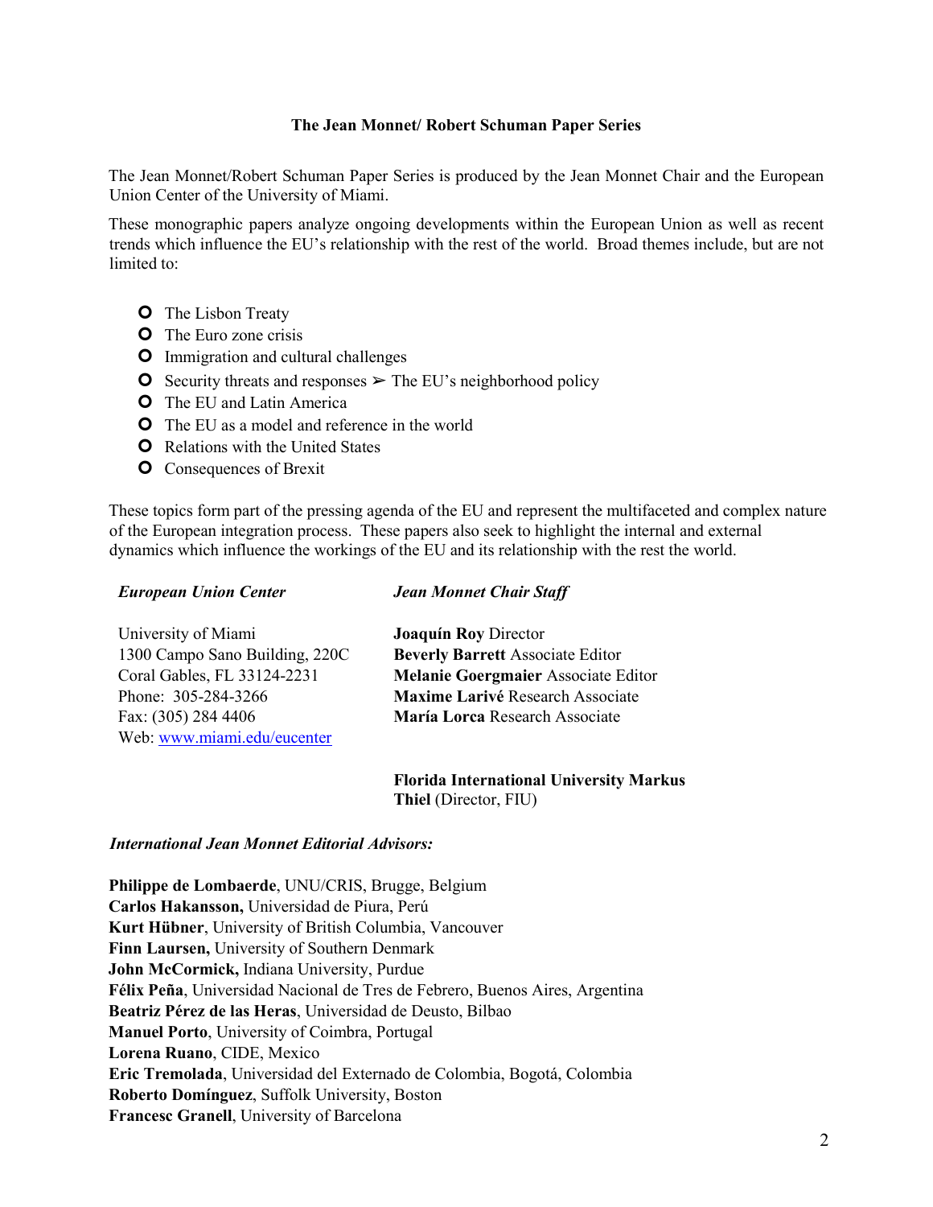### The Jean Monnet/ Robert Schuman Paper Series

The Jean Monnet/Robert Schuman Paper Series is produced by the Jean Monnet Chair and the European Union Center of the University of Miami.

These monographic papers analyze ongoing developments within the European Union as well as recent trends which influence the EU's relationship with the rest of the world. Broad themes include, but are not limited to:

- The Lisbon Treaty
- The Euro zone crisis
- Immigration and cultural challenges
- Security threats and responses ➢ The EU's neighborhood policy
- The EU and Latin America
- The EU as a model and reference in the world
- Relations with the United States
- Consequences of Brexit

These topics form part of the pressing agenda of the EU and represent the multifaceted and complex nature of the European integration process. These papers also seek to highlight the internal and external dynamics which influence the workings of the EU and its relationship with the rest the world.

***European Union Center***

University of Miami
1300 Campo Sano Building, 220C
Coral Gables, FL 33124-2231
Phone: 305-284-3266
Fax: (305) 284 4406
Web: www.miami.edu/eucenter

***Jean Monnet Chair Staff***

**Joaquín Roy** Director
**Beverly Barrett** Associate Editor
**Melanie Goergmaier** Associate Editor
**Maxime Larivé** Research Associate
**María Lorca** Research Associate

**Florida International University Markus Thiel** (Director, FIU)

***International Jean Monnet Editorial Advisors:***

**Philippe de Lombaerde**, UNU/CRIS, Brugge, Belgium
**Carlos Hakansson,** Universidad de Piura, Perú
**Kurt Hübner**, University of British Columbia, Vancouver
**Finn Laursen,** University of Southern Denmark
**John McCormick,** Indiana University, Purdue
**Félix Peña**, Universidad Nacional de Tres de Febrero, Buenos Aires, Argentina
**Beatriz Pérez de las Heras**, Universidad de Deusto, Bilbao
**Manuel Porto**, University of Coimbra, Portugal
**Lorena Ruano**, CIDE, Mexico
**Eric Tremolada**, Universidad del Externado de Colombia, Bogotá, Colombia
**Roberto Domínguez**, Suffolk University, Boston
**Francesc Granell**, University of Barcelona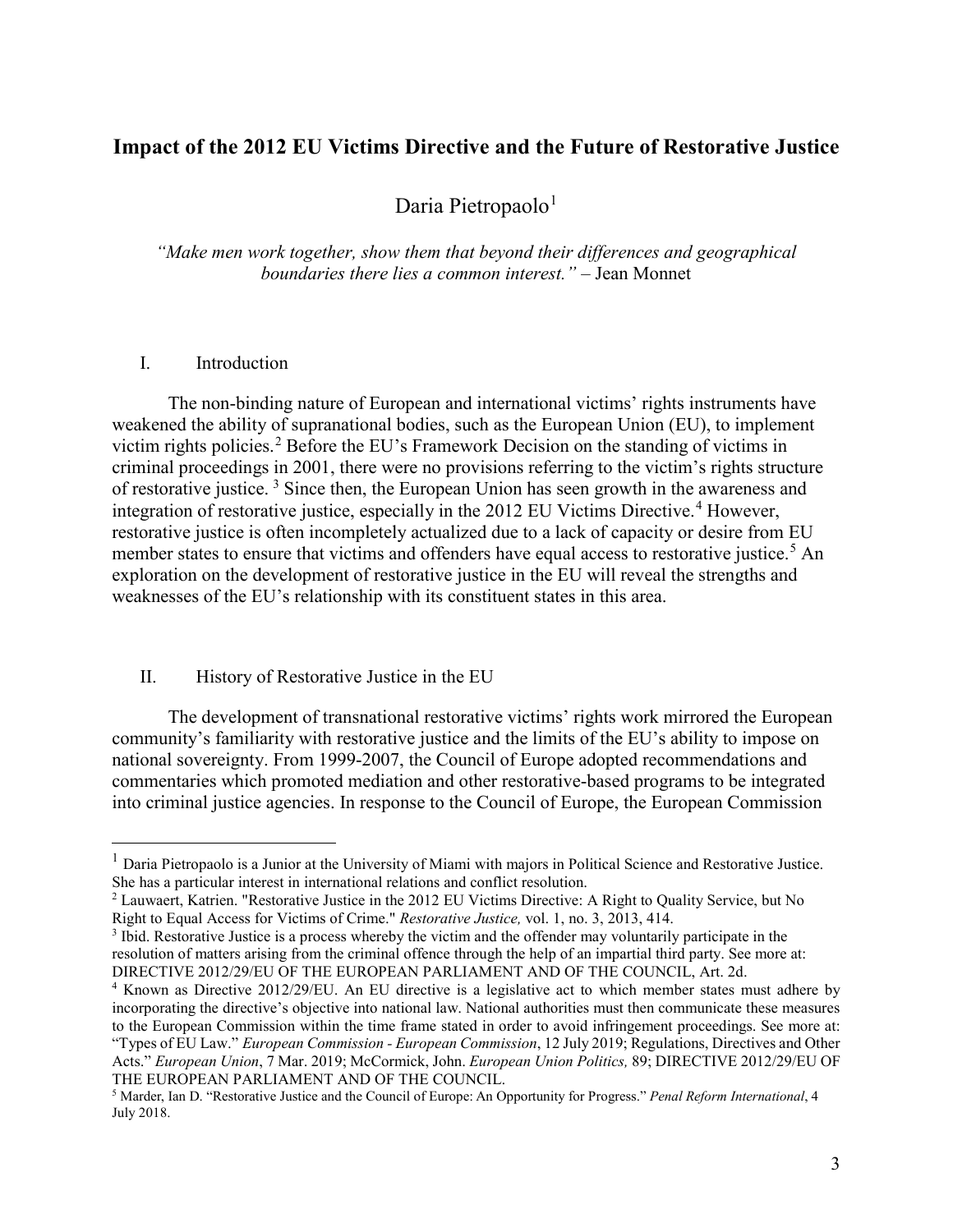# Impact of the 2012 EU Victims Directive and the Future of Restorative Justice

Daria Pietropaolo[1]

*"Make men work together, show them that beyond their differences and geographical boundaries there lies a common interest."* – Jean Monnet

## I. Introduction

The non-binding nature of European and international victims' rights instruments have weakened the ability of supranational bodies, such as the European Union (EU), to implement victim rights policies.[2] Before the EU's Framework Decision on the standing of victims in criminal proceedings in 2001, there were no provisions referring to the victim's rights structure of restorative justice. [3] Since then, the European Union has seen growth in the awareness and integration of restorative justice, especially in the 2012 EU Victims Directive.[4] However, restorative justice is often incompletely actualized due to a lack of capacity or desire from EU member states to ensure that victims and offenders have equal access to restorative justice.[5] An exploration on the development of restorative justice in the EU will reveal the strengths and weaknesses of the EU's relationship with its constituent states in this area.

## II. History of Restorative Justice in the EU

The development of transnational restorative victims' rights work mirrored the European community's familiarity with restorative justice and the limits of the EU's ability to impose on national sovereignty. From 1999-2007, the Council of Europe adopted recommendations and commentaries which promoted mediation and other restorative-based programs to be integrated into criminal justice agencies. In response to the Council of Europe, the European Commission

---

[1] Daria Pietropaolo is a Junior at the University of Miami with majors in Political Science and Restorative Justice. She has a particular interest in international relations and conflict resolution.

[2] Lauwaert, Katrien. "Restorative Justice in the 2012 EU Victims Directive: A Right to Quality Service, but No Right to Equal Access for Victims of Crime." *Restorative Justice,* vol. 1, no. 3, 2013, 414.

[3] Ibid. Restorative Justice is a process whereby the victim and the offender may voluntarily participate in the resolution of matters arising from the criminal offence through the help of an impartial third party. See more at: DIRECTIVE 2012/29/EU OF THE EUROPEAN PARLIAMENT AND OF THE COUNCIL, Art. 2d.

[4] Known as Directive 2012/29/EU. An EU directive is a legislative act to which member states must adhere by incorporating the directive's objective into national law. National authorities must then communicate these measures to the European Commission within the time frame stated in order to avoid infringement proceedings. See more at: "Types of EU Law." *European Commission - European Commission*, 12 July 2019; Regulations, Directives and Other Acts." *European Union*, 7 Mar. 2019; McCormick, John. *European Union Politics,* 89; DIRECTIVE 2012/29/EU OF THE EUROPEAN PARLIAMENT AND OF THE COUNCIL.

[5] Marder, Ian D. "Restorative Justice and the Council of Europe: An Opportunity for Progress." *Penal Reform International*, 4 July 2018.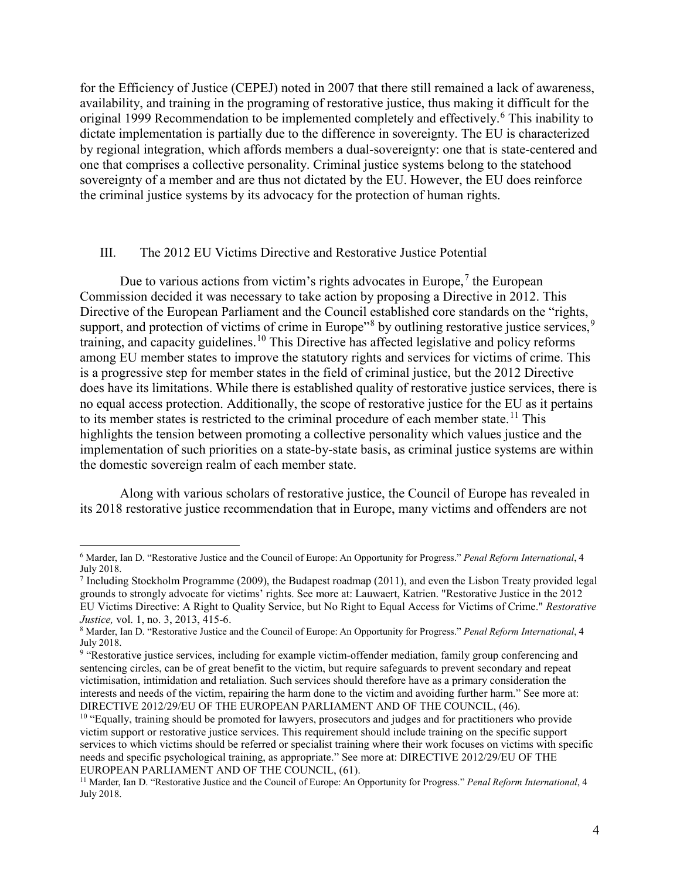for the Efficiency of Justice (CEPEJ) noted in 2007 that there still remained a lack of awareness, availability, and training in the programing of restorative justice, thus making it difficult for the original 1999 Recommendation to be implemented completely and effectively.[6] This inability to dictate implementation is partially due to the difference in sovereignty. The EU is characterized by regional integration, which affords members a dual-sovereignty: one that is state-centered and one that comprises a collective personality. Criminal justice systems belong to the statehood sovereignty of a member and are thus not dictated by the EU. However, the EU does reinforce the criminal justice systems by its advocacy for the protection of human rights.

## III. The 2012 EU Victims Directive and Restorative Justice Potential

Due to various actions from victim's rights advocates in Europe,[7] the European Commission decided it was necessary to take action by proposing a Directive in 2012. This Directive of the European Parliament and the Council established core standards on the "rights, support, and protection of victims of crime in Europe"[8] by outlining restorative justice services,[9] training, and capacity guidelines.[10] This Directive has affected legislative and policy reforms among EU member states to improve the statutory rights and services for victims of crime. This is a progressive step for member states in the field of criminal justice, but the 2012 Directive does have its limitations. While there is established quality of restorative justice services, there is no equal access protection. Additionally, the scope of restorative justice for the EU as it pertains to its member states is restricted to the criminal procedure of each member state.[11] This highlights the tension between promoting a collective personality which values justice and the implementation of such priorities on a state-by-state basis, as criminal justice systems are within the domestic sovereign realm of each member state.

Along with various scholars of restorative justice, the Council of Europe has revealed in its 2018 restorative justice recommendation that in Europe, many victims and offenders are not

---

[6] Marder, Ian D. "Restorative Justice and the Council of Europe: An Opportunity for Progress." *Penal Reform International*, 4 July 2018.

[7] Including Stockholm Programme (2009), the Budapest roadmap (2011), and even the Lisbon Treaty provided legal grounds to strongly advocate for victims' rights. See more at: Lauwaert, Katrien. "Restorative Justice in the 2012 EU Victims Directive: A Right to Quality Service, but No Right to Equal Access for Victims of Crime." *Restorative Justice,* vol. 1, no. 3, 2013, 415-6.

[8] Marder, Ian D. "Restorative Justice and the Council of Europe: An Opportunity for Progress." *Penal Reform International*, 4 July 2018.

[9] "Restorative justice services, including for example victim-offender mediation, family group conferencing and sentencing circles, can be of great benefit to the victim, but require safeguards to prevent secondary and repeat victimisation, intimidation and retaliation. Such services should therefore have as a primary consideration the interests and needs of the victim, repairing the harm done to the victim and avoiding further harm." See more at: DIRECTIVE 2012/29/EU OF THE EUROPEAN PARLIAMENT AND OF THE COUNCIL, (46).

[10] "Equally, training should be promoted for lawyers, prosecutors and judges and for practitioners who provide victim support or restorative justice services. This requirement should include training on the specific support services to which victims should be referred or specialist training where their work focuses on victims with specific needs and specific psychological training, as appropriate." See more at: DIRECTIVE 2012/29/EU OF THE EUROPEAN PARLIAMENT AND OF THE COUNCIL, (61).

[11] Marder, Ian D. "Restorative Justice and the Council of Europe: An Opportunity for Progress." *Penal Reform International*, 4 July 2018.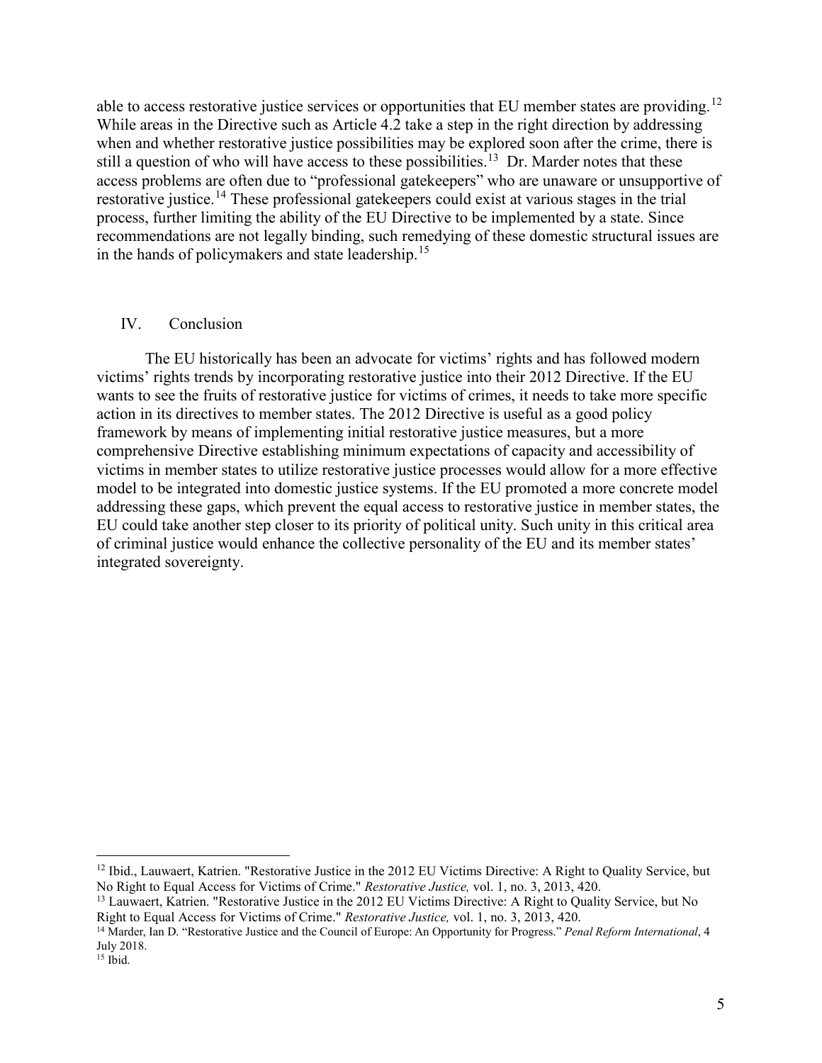able to access restorative justice services or opportunities that EU member states are providing.[12] While areas in the Directive such as Article 4.2 take a step in the right direction by addressing when and whether restorative justice possibilities may be explored soon after the crime, there is still a question of who will have access to these possibilities.[13] Dr. Marder notes that these access problems are often due to "professional gatekeepers" who are unaware or unsupportive of restorative justice.[14] These professional gatekeepers could exist at various stages in the trial process, further limiting the ability of the EU Directive to be implemented by a state. Since recommendations are not legally binding, such remedying of these domestic structural issues are in the hands of policymakers and state leadership.[15]

## IV. Conclusion

The EU historically has been an advocate for victims' rights and has followed modern victims' rights trends by incorporating restorative justice into their 2012 Directive. If the EU wants to see the fruits of restorative justice for victims of crimes, it needs to take more specific action in its directives to member states. The 2012 Directive is useful as a good policy framework by means of implementing initial restorative justice measures, but a more comprehensive Directive establishing minimum expectations of capacity and accessibility of victims in member states to utilize restorative justice processes would allow for a more effective model to be integrated into domestic justice systems. If the EU promoted a more concrete model addressing these gaps, which prevent the equal access to restorative justice in member states, the EU could take another step closer to its priority of political unity. Such unity in this critical area of criminal justice would enhance the collective personality of the EU and its member states' integrated sovereignty.

---

[12] Ibid., Lauwaert, Katrien. "Restorative Justice in the 2012 EU Victims Directive: A Right to Quality Service, but No Right to Equal Access for Victims of Crime." *Restorative Justice,* vol. 1, no. 3, 2013, 420.

[13] Lauwaert, Katrien. "Restorative Justice in the 2012 EU Victims Directive: A Right to Quality Service, but No Right to Equal Access for Victims of Crime." *Restorative Justice,* vol. 1, no. 3, 2013, 420.

[14] Marder, Ian D. "Restorative Justice and the Council of Europe: An Opportunity for Progress." *Penal Reform International*, 4 July 2018.

[15] Ibid.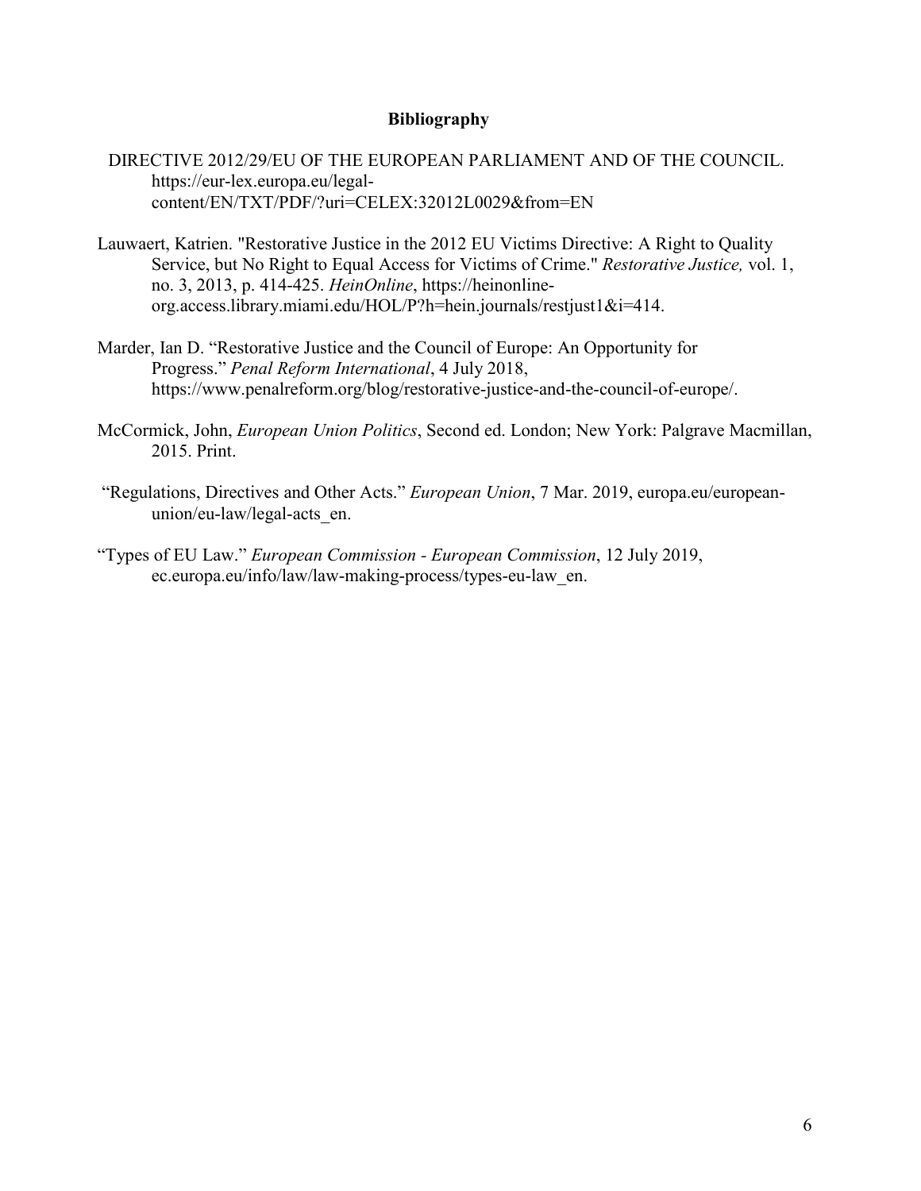# **Bibliography**

DIRECTIVE 2012/29/EU OF THE EUROPEAN PARLIAMENT AND OF THE COUNCIL. https://eur-lex.europa.eu/legal-content/EN/TXT/PDF/?uri=CELEX:32012L0029&from=EN

Lauwaert, Katrien. "Restorative Justice in the 2012 EU Victims Directive: A Right to Quality Service, but No Right to Equal Access for Victims of Crime." *Restorative Justice,* vol. 1, no. 3, 2013, p. 414-425. *HeinOnline*, https://heinonline-org.access.library.miami.edu/HOL/P?h=hein.journals/restjust1&i=414.

Marder, Ian D. "Restorative Justice and the Council of Europe: An Opportunity for Progress." *Penal Reform International*, 4 July 2018, https://www.penalreform.org/blog/restorative-justice-and-the-council-of-europe/.

McCormick, John, *European Union Politics*, Second ed. London; New York: Palgrave Macmillan, 2015. Print.

"Regulations, Directives and Other Acts." *European Union*, 7 Mar. 2019, europa.eu/european-union/eu-law/legal-acts_en.

"Types of EU Law." *European Commission - European Commission*, 12 July 2019, ec.europa.eu/info/law/law-making-process/types-eu-law_en.